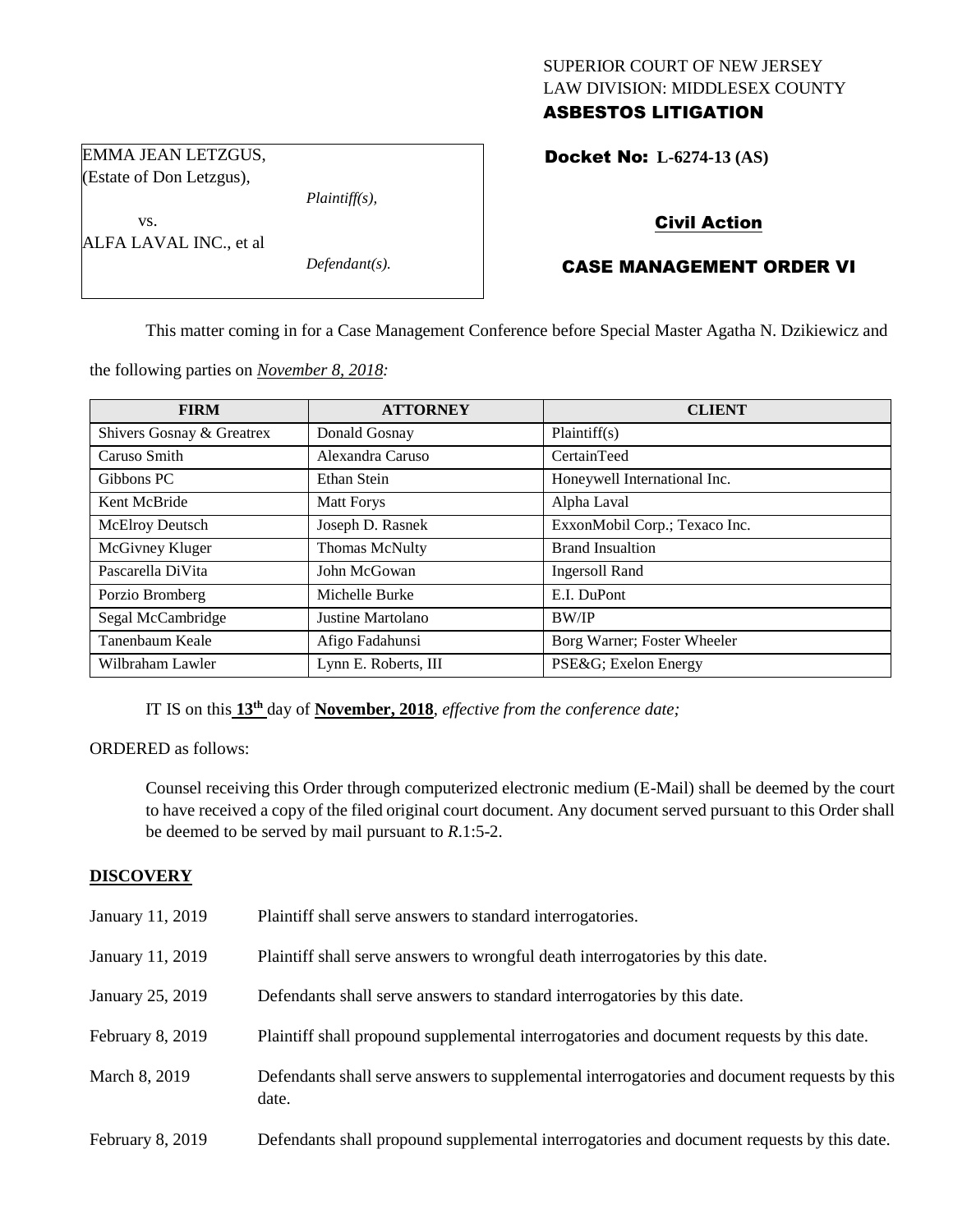SUPERIOR COURT OF NEW JERSEY
LAW DIVISION: MIDDLESEX COUNTY
**ASBESTOS LITIGATION**

EMMA JEAN LETZGUS,
(Estate of Don Letzgus),

*Plaintiff(s),*

vs.

ALFA LAVAL INC., et al

*Defendant(s).*

**Docket No: L-6274-13 (AS)**

**Civil Action**

**CASE MANAGEMENT ORDER VI**

This matter coming in for a Case Management Conference before Special Master Agatha N. Dzikiewicz and the following parties on *November 8, 2018:*

| FIRM | ATTORNEY | CLIENT |
|---|---|---|
| Shivers Gosnay & Greatrex | Donald Gosnay | Plaintiff(s) |
| Caruso Smith | Alexandra Caruso | CertainTeed |
| Gibbons PC | Ethan Stein | Honeywell International Inc. |
| Kent McBride | Matt Forys | Alpha Laval |
| McElroy Deutsch | Joseph D. Rasnek | ExxonMobil Corp.; Texaco Inc. |
| McGivney Kluger | Thomas McNulty | Brand Insualtion |
| Pascarella DiVita | John McGowan | Ingersoll Rand |
| Porzio Bromberg | Michelle Burke | E.I. DuPont |
| Segal McCambridge | Justine Martolano | BW/IP |
| Tanenbaum Keale | Afigo Fadahunsi | Borg Warner; Foster Wheeler |
| Wilbraham Lawler | Lynn E. Roberts, III | PSE&G; Exelon Energy |

IT IS on this **13th** day of **November, 2018**, *effective from the conference date;*

ORDERED as follows:

Counsel receiving this Order through computerized electronic medium (E-Mail) shall be deemed by the court to have received a copy of the filed original court document. Any document served pursuant to this Order shall be deemed to be served by mail pursuant to *R*.1:5-2.

**DISCOVERY**

| | |
|---|---|
| January 11, 2019 | Plaintiff shall serve answers to standard interrogatories. |
| January 11, 2019 | Plaintiff shall serve answers to wrongful death interrogatories by this date. |
| January 25, 2019 | Defendants shall serve answers to standard interrogatories by this date. |
| February 8, 2019 | Plaintiff shall propound supplemental interrogatories and document requests by this date. |
| March 8, 2019 | Defendants shall serve answers to supplemental interrogatories and document requests by this date. |
| February 8, 2019 | Defendants shall propound supplemental interrogatories and document requests by this date. |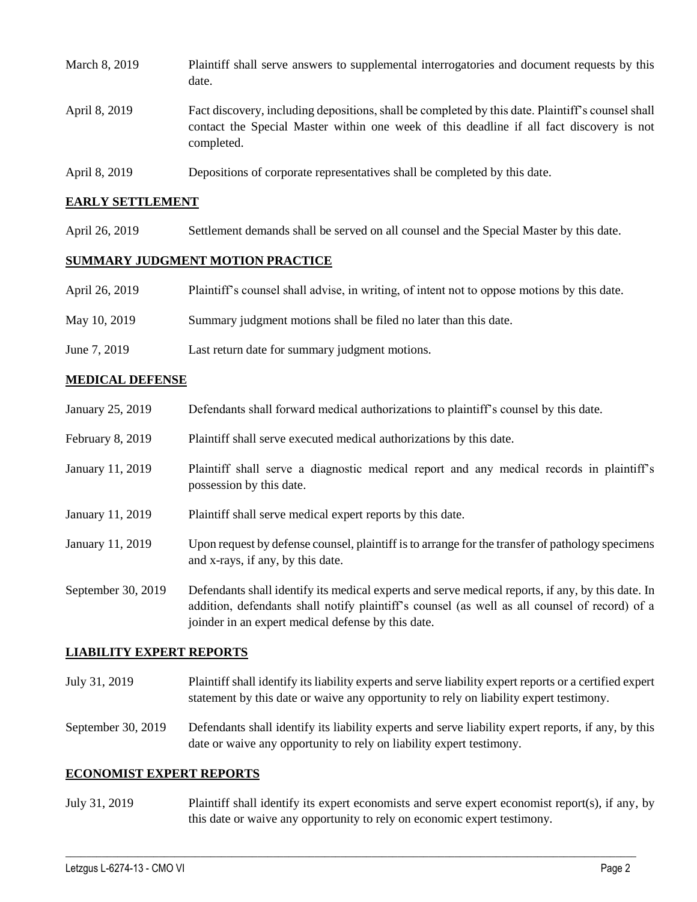| | |
|---|---|
| March 8, 2019 | Plaintiff shall serve answers to supplemental interrogatories and document requests by this date. |
| April 8, 2019 | Fact discovery, including depositions, shall be completed by this date. Plaintiff's counsel shall contact the Special Master within one week of this deadline if all fact discovery is not completed. |
| April 8, 2019 | Depositions of corporate representatives shall be completed by this date. |

## EARLY SETTLEMENT

| | |
|---|---|
| April 26, 2019 | Settlement demands shall be served on all counsel and the Special Master by this date. |

## SUMMARY JUDGMENT MOTION PRACTICE

| | |
|---|---|
| April 26, 2019 | Plaintiff's counsel shall advise, in writing, of intent not to oppose motions by this date. |
| May 10, 2019 | Summary judgment motions shall be filed no later than this date. |
| June 7, 2019 | Last return date for summary judgment motions. |

## MEDICAL DEFENSE

| | |
|---|---|
| January 25, 2019 | Defendants shall forward medical authorizations to plaintiff's counsel by this date. |
| February 8, 2019 | Plaintiff shall serve executed medical authorizations by this date. |
| January 11, 2019 | Plaintiff shall serve a diagnostic medical report and any medical records in plaintiff's possession by this date. |
| January 11, 2019 | Plaintiff shall serve medical expert reports by this date. |
| January 11, 2019 | Upon request by defense counsel, plaintiff is to arrange for the transfer of pathology specimens and x-rays, if any, by this date. |
| September 30, 2019 | Defendants shall identify its medical experts and serve medical reports, if any, by this date. In addition, defendants shall notify plaintiff's counsel (as well as all counsel of record) of a joinder in an expert medical defense by this date. |

## LIABILITY EXPERT REPORTS

| | |
|---|---|
| July 31, 2019 | Plaintiff shall identify its liability experts and serve liability expert reports or a certified expert statement by this date or waive any opportunity to rely on liability expert testimony. |
| September 30, 2019 | Defendants shall identify its liability experts and serve liability expert reports, if any, by this date or waive any opportunity to rely on liability expert testimony. |

## ECONOMIST EXPERT REPORTS

| | |
|---|---|
| July 31, 2019 | Plaintiff shall identify its expert economists and serve expert economist report(s), if any, by this date or waive any opportunity to rely on economic expert testimony. |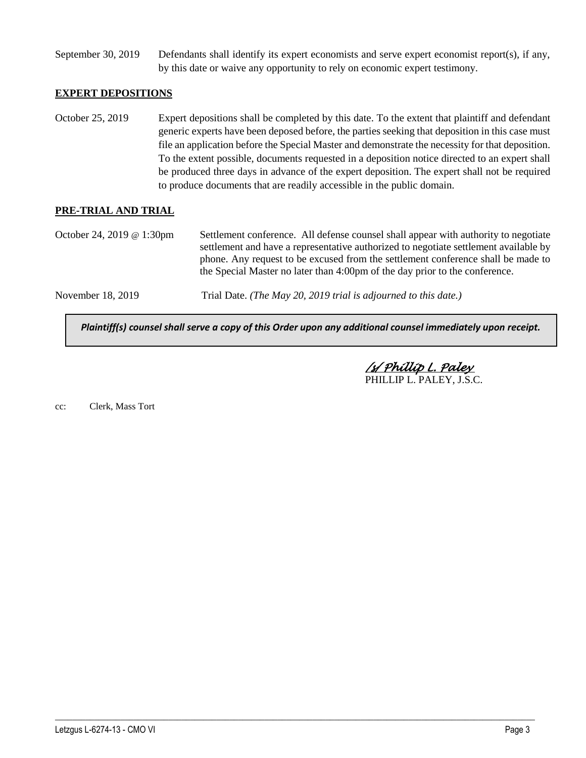September 30, 2019 Defendants shall identify its expert economists and serve expert economist report(s), if any, by this date or waive any opportunity to rely on economic expert testimony.

**EXPERT DEPOSITIONS**

October 25, 2019 Expert depositions shall be completed by this date. To the extent that plaintiff and defendant generic experts have been deposed before, the parties seeking that deposition in this case must file an application before the Special Master and demonstrate the necessity for that deposition. To the extent possible, documents requested in a deposition notice directed to an expert shall be produced three days in advance of the expert deposition. The expert shall not be required to produce documents that are readily accessible in the public domain.

**PRE-TRIAL AND TRIAL**

October 24, 2019 @ 1:30pm Settlement conference. All defense counsel shall appear with authority to negotiate settlement and have a representative authorized to negotiate settlement available by phone. Any request to be excused from the settlement conference shall be made to the Special Master no later than 4:00pm of the day prior to the conference.

November 18, 2019 Trial Date. *(The May 20, 2019 trial is adjourned to this date.)*

***Plaintiff(s) counsel shall serve a copy of this Order upon any additional counsel immediately upon receipt.***

*/s/ Phillip L. Paley*
PHILLIP L. PALEY, J.S.C.

cc: Clerk, Mass Tort